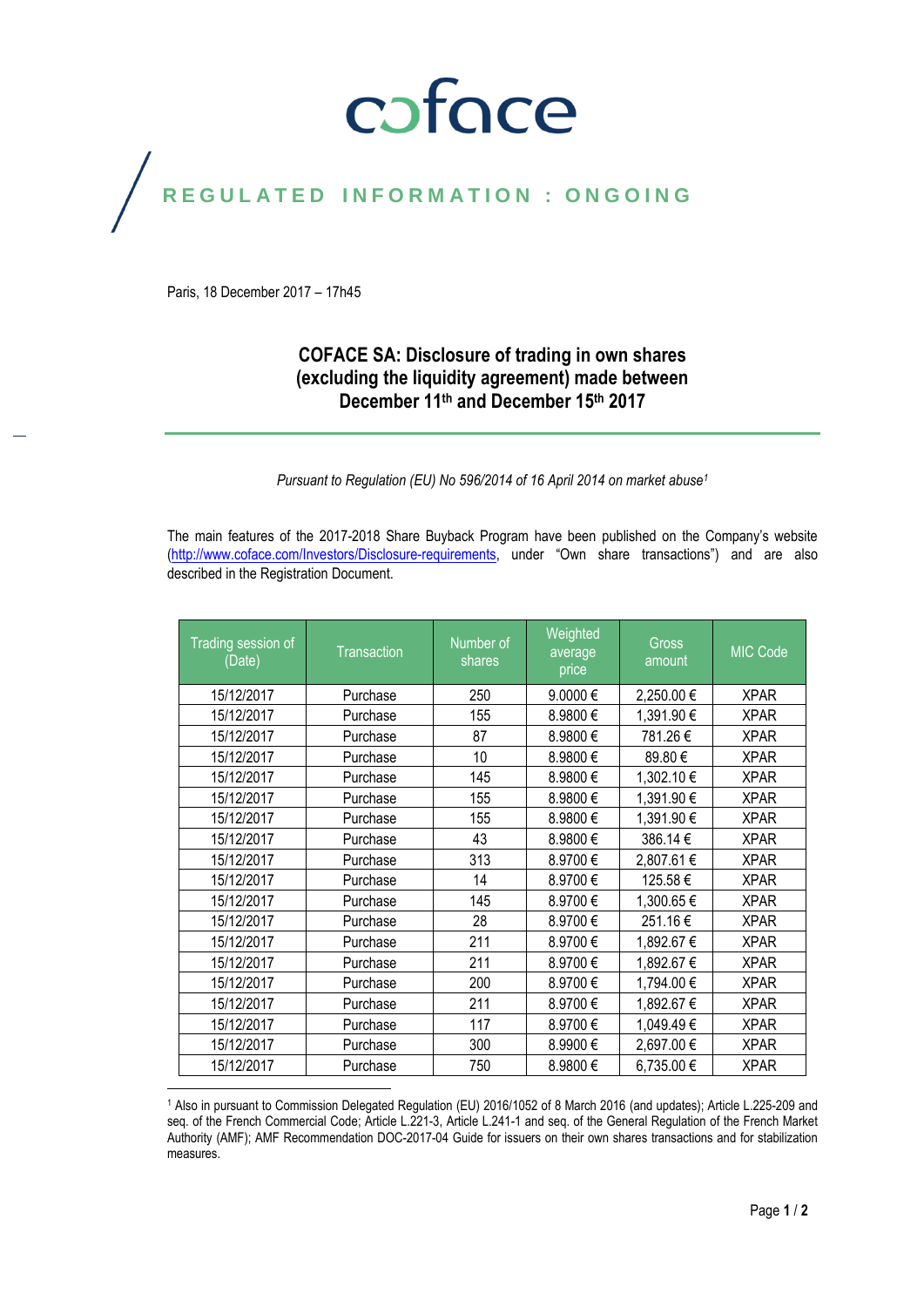coface

REGULATED INFORMATION : ONGOING

Paris, 18 December 2017 – 17h45

# COFACE SA: Disclosure of trading in own shares (excluding the liquidity agreement) made between December 11th and December 15th 2017

*Pursuant to Regulation (EU) No 596/2014 of 16 April 2014 on market abuse[1]*

The main features of the 2017-2018 Share Buyback Program have been published on the Company's website (http://www.coface.com/Investors/Disclosure-requirements, under "Own share transactions") and are also described in the Registration Document.

| Trading session of (Date) | Transaction | Number of shares | Weighted average price | Gross amount | MIC Code |
|---|---|---|---|---|---|
| 15/12/2017 | Purchase | 250 | 9.0000 € | 2,250.00 € | XPAR |
| 15/12/2017 | Purchase | 155 | 8.9800 € | 1,391.90 € | XPAR |
| 15/12/2017 | Purchase | 87 | 8.9800 € | 781.26 € | XPAR |
| 15/12/2017 | Purchase | 10 | 8.9800 € | 89.80 € | XPAR |
| 15/12/2017 | Purchase | 145 | 8.9800 € | 1,302.10 € | XPAR |
| 15/12/2017 | Purchase | 155 | 8.9800 € | 1,391.90 € | XPAR |
| 15/12/2017 | Purchase | 155 | 8.9800 € | 1,391.90 € | XPAR |
| 15/12/2017 | Purchase | 43 | 8.9800 € | 386.14 € | XPAR |
| 15/12/2017 | Purchase | 313 | 8.9700 € | 2,807.61 € | XPAR |
| 15/12/2017 | Purchase | 14 | 8.9700 € | 125.58 € | XPAR |
| 15/12/2017 | Purchase | 145 | 8.9700 € | 1,300.65 € | XPAR |
| 15/12/2017 | Purchase | 28 | 8.9700 € | 251.16 € | XPAR |
| 15/12/2017 | Purchase | 211 | 8.9700 € | 1,892.67 € | XPAR |
| 15/12/2017 | Purchase | 211 | 8.9700 € | 1,892.67 € | XPAR |
| 15/12/2017 | Purchase | 200 | 8.9700 € | 1,794.00 € | XPAR |
| 15/12/2017 | Purchase | 211 | 8.9700 € | 1,892.67 € | XPAR |
| 15/12/2017 | Purchase | 117 | 8.9700 € | 1,049.49 € | XPAR |
| 15/12/2017 | Purchase | 300 | 8.9900 € | 2,697.00 € | XPAR |
| 15/12/2017 | Purchase | 750 | 8.9800 € | 6,735.00 € | XPAR |

[1] Also in pursuant to Commission Delegated Regulation (EU) 2016/1052 of 8 March 2016 (and updates); Article L.225-209 and seq. of the French Commercial Code; Article L.221-3, Article L.241-1 and seq. of the General Regulation of the French Market Authority (AMF); AMF Recommendation DOC-2017-04 Guide for issuers on their own shares transactions and for stabilization measures.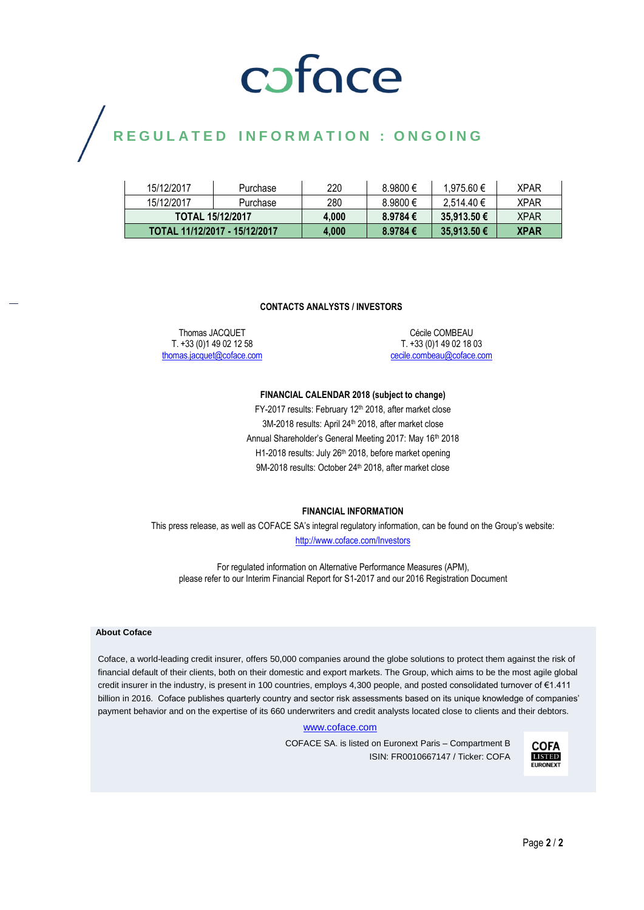## REGULATED INFORMATION : ONGOING

| | | | | | |
|---|---|---|---|---|---|
| 15/12/2017 | Purchase | 220 | 8.9800 € | 1,975.60 € | XPAR |
| 15/12/2017 | Purchase | 280 | 8.9800 € | 2,514.40 € | XPAR |
| **TOTAL 15/12/2017** | | **4,000** | **8.9784 €** | **35,913.50 €** | XPAR |
| **TOTAL 11/12/2017 - 15/12/2017** | | **4,000** | **8.9784 €** | **35,913.50 €** | **XPAR** |

**CONTACTS ANALYSTS / INVESTORS**

Thomas JACQUET
T. +33 (0)1 49 02 12 58
thomas.jacquet@coface.com

Cécile COMBEAU
T. +33 (0)1 49 02 18 03
cecile.combeau@coface.com

**FINANCIAL CALENDAR 2018 (subject to change)**

FY-2017 results: February 12th 2018, after market close
3M-2018 results: April 24th 2018, after market close
Annual Shareholder's General Meeting 2017: May 16th 2018
H1-2018 results: July 26th 2018, before market opening
9M-2018 results: October 24th 2018, after market close

**FINANCIAL INFORMATION**

This press release, as well as COFACE SA's integral regulatory information, can be found on the Group's website:
http://www.coface.com/Investors

For regulated information on Alternative Performance Measures (APM),
please refer to our Interim Financial Report for S1-2017 and our 2016 Registration Document

**About Coface**

Coface, a world-leading credit insurer, offers 50,000 companies around the globe solutions to protect them against the risk of financial default of their clients, both on their domestic and export markets. The Group, which aims to be the most agile global credit insurer in the industry, is present in 100 countries, employs 4,300 people, and posted consolidated turnover of €1.411 billion in 2016. Coface publishes quarterly country and sector risk assessments based on its unique knowledge of companies' payment behavior and on the expertise of its 660 underwriters and credit analysts located close to clients and their debtors.

www.coface.com

COFACE SA. is listed on Euronext Paris – Compartment B
ISIN: FR0010667147 / Ticker: COFA

COFA LISTED EURONEXT